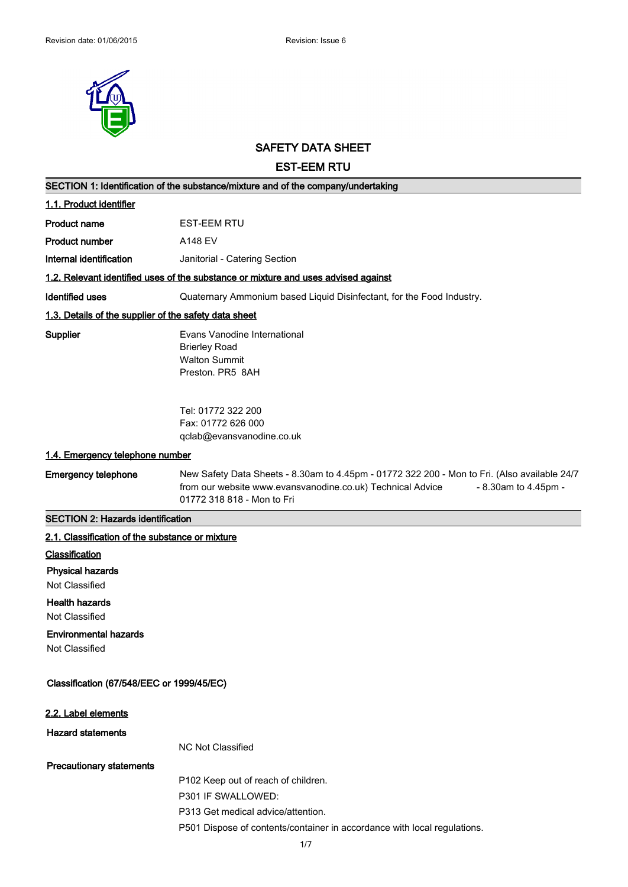Revision date: 01/06/2015    Revision: Issue 6

# SAFETY DATA SHEET

# EST-EEM RTU

## SECTION 1: Identification of the substance/mixture and of the company/undertaking

### 1.1. Product identifier

**Product name** EST-EEM RTU

**Product number** A148 EV

**Internal identification** Janitorial - Catering Section

### 1.2. Relevant identified uses of the substance or mixture and uses advised against

**Identified uses** Quaternary Ammonium based Liquid Disinfectant, for the Food Industry.

### 1.3. Details of the supplier of the safety data sheet

**Supplier**

Evans Vanodine International
Brierley Road
Walton Summit
Preston. PR5 8AH

Tel: 01772 322 200
Fax: 01772 626 000
qclab@evansvanodine.co.uk

### 1.4. Emergency telephone number

**Emergency telephone** New Safety Data Sheets - 8.30am to 4.45pm - 01772 322 200 - Mon to Fri. (Also available 24/7 from our website www.evansvanodine.co.uk) Technical Advice - 8.30am to 4.45pm - 01772 318 818 - Mon to Fri

## SECTION 2: Hazards identification

### 2.1. Classification of the substance or mixture

**Classification**

**Physical hazards**
Not Classified

**Health hazards**
Not Classified

**Environmental hazards**
Not Classified

**Classification (67/548/EEC or 1999/45/EC)**

### 2.2. Label elements

**Hazard statements**

NC Not Classified

**Precautionary statements**

P102 Keep out of reach of children.
P301 IF SWALLOWED:
P313 Get medical advice/attention.
P501 Dispose of contents/container in accordance with local regulations.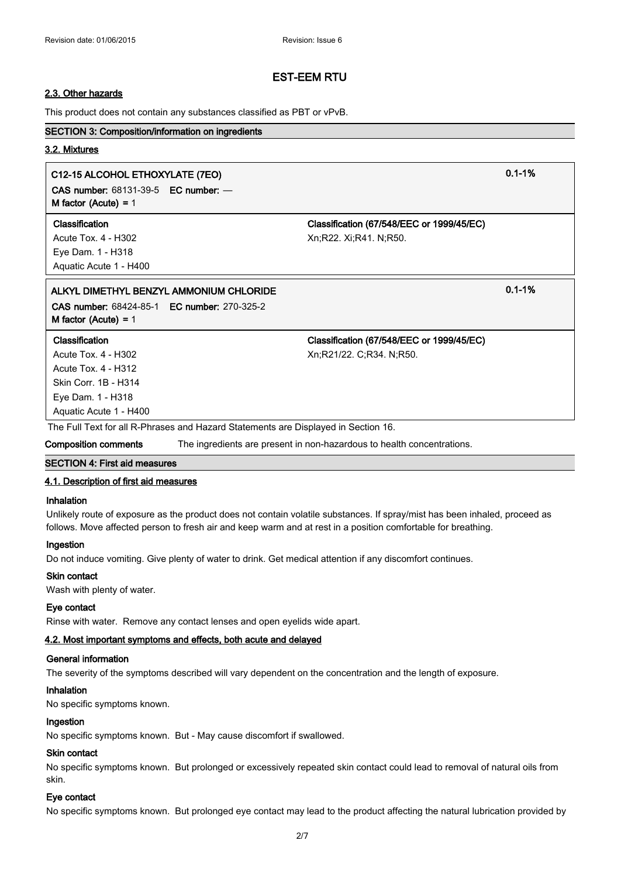## 2.3. Other hazards

This product does not contain any substances classified as PBT or vPvB.

## SECTION 3: Composition/information on ingredients

### 3.2. Mixtures

| C12-15 ALCOHOL ETHOXYLATE (7EO) | | 0.1-1% |
|---|---|---|
| **CAS number:** 68131-39-5 **EC number:** — | | |
| **M factor (Acute)** = 1 | | |
| **Classification** | **Classification (67/548/EEC or 1999/45/EC)** | |
| Acute Tox. 4 - H302 | Xn;R22. Xi;R41. N;R50. | |
| Eye Dam. 1 - H318 | | |
| Aquatic Acute 1 - H400 | | |

| ALKYL DIMETHYL BENZYL AMMONIUM CHLORIDE | | 0.1-1% |
|---|---|---|
| **CAS number:** 68424-85-1 **EC number:** 270-325-2 | | |
| **M factor (Acute)** = 1 | | |
| **Classification** | **Classification (67/548/EEC or 1999/45/EC)** | |
| Acute Tox. 4 - H302 | Xn;R21/22. C;R34. N;R50. | |
| Acute Tox. 4 - H312 | | |
| Skin Corr. 1B - H314 | | |
| Eye Dam. 1 - H318 | | |
| Aquatic Acute 1 - H400 | | |

The Full Text for all R-Phrases and Hazard Statements are Displayed in Section 16.

**Composition comments** The ingredients are present in non-hazardous to health concentrations.

## SECTION 4: First aid measures

### 4.1. Description of first aid measures

**Inhalation**

Unlikely route of exposure as the product does not contain volatile substances. If spray/mist has been inhaled, proceed as follows. Move affected person to fresh air and keep warm and at rest in a position comfortable for breathing.

**Ingestion**

Do not induce vomiting. Give plenty of water to drink. Get medical attention if any discomfort continues.

**Skin contact**

Wash with plenty of water.

**Eye contact**

Rinse with water. Remove any contact lenses and open eyelids wide apart.

### 4.2. Most important symptoms and effects, both acute and delayed

**General information**

The severity of the symptoms described will vary dependent on the concentration and the length of exposure.

**Inhalation**

No specific symptoms known.

**Ingestion**

No specific symptoms known. But - May cause discomfort if swallowed.

**Skin contact**

No specific symptoms known. But prolonged or excessively repeated skin contact could lead to removal of natural oils from skin.

**Eye contact**

No specific symptoms known. But prolonged eye contact may lead to the product affecting the natural lubrication provided by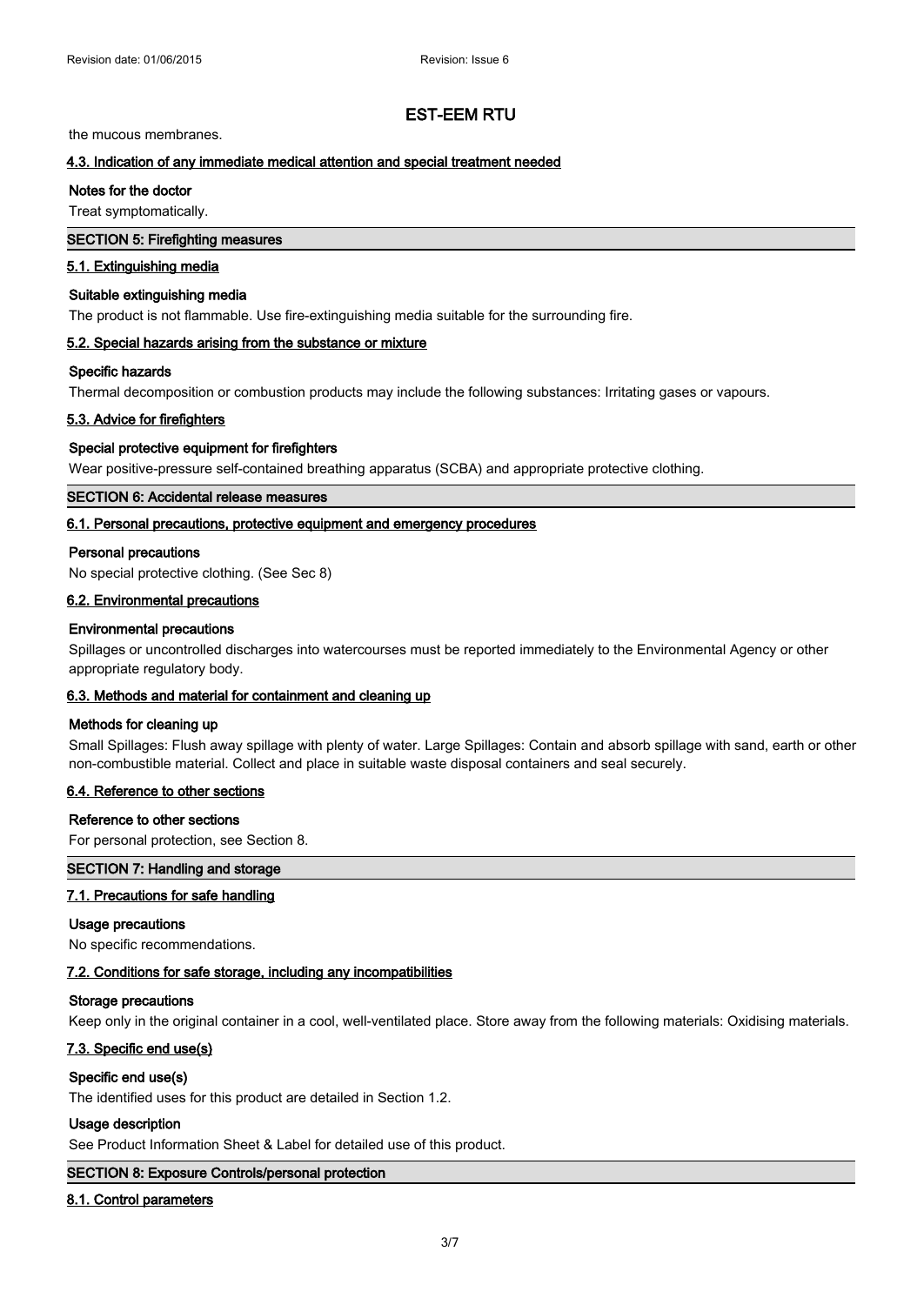the mucous membranes.

### 4.3. Indication of any immediate medical attention and special treatment needed

**Notes for the doctor**

Treat symptomatically.

## SECTION 5: Firefighting measures

### 5.1. Extinguishing media

**Suitable extinguishing media**

The product is not flammable. Use fire-extinguishing media suitable for the surrounding fire.

### 5.2. Special hazards arising from the substance or mixture

**Specific hazards**

Thermal decomposition or combustion products may include the following substances: Irritating gases or vapours.

### 5.3. Advice for firefighters

**Special protective equipment for firefighters**

Wear positive-pressure self-contained breathing apparatus (SCBA) and appropriate protective clothing.

## SECTION 6: Accidental release measures

### 6.1. Personal precautions, protective equipment and emergency procedures

**Personal precautions**

No special protective clothing. (See Sec 8)

### 6.2. Environmental precautions

**Environmental precautions**

Spillages or uncontrolled discharges into watercourses must be reported immediately to the Environmental Agency or other appropriate regulatory body.

### 6.3. Methods and material for containment and cleaning up

**Methods for cleaning up**

Small Spillages: Flush away spillage with plenty of water. Large Spillages: Contain and absorb spillage with sand, earth or other non-combustible material. Collect and place in suitable waste disposal containers and seal securely.

### 6.4. Reference to other sections

**Reference to other sections**

For personal protection, see Section 8.

## SECTION 7: Handling and storage

### 7.1. Precautions for safe handling

**Usage precautions**

No specific recommendations.

### 7.2. Conditions for safe storage, including any incompatibilities

**Storage precautions**

Keep only in the original container in a cool, well-ventilated place. Store away from the following materials: Oxidising materials.

### 7.3. Specific end use(s)

**Specific end use(s)**

The identified uses for this product are detailed in Section 1.2.

**Usage description**

See Product Information Sheet & Label for detailed use of this product.

## SECTION 8: Exposure Controls/personal protection

### 8.1. Control parameters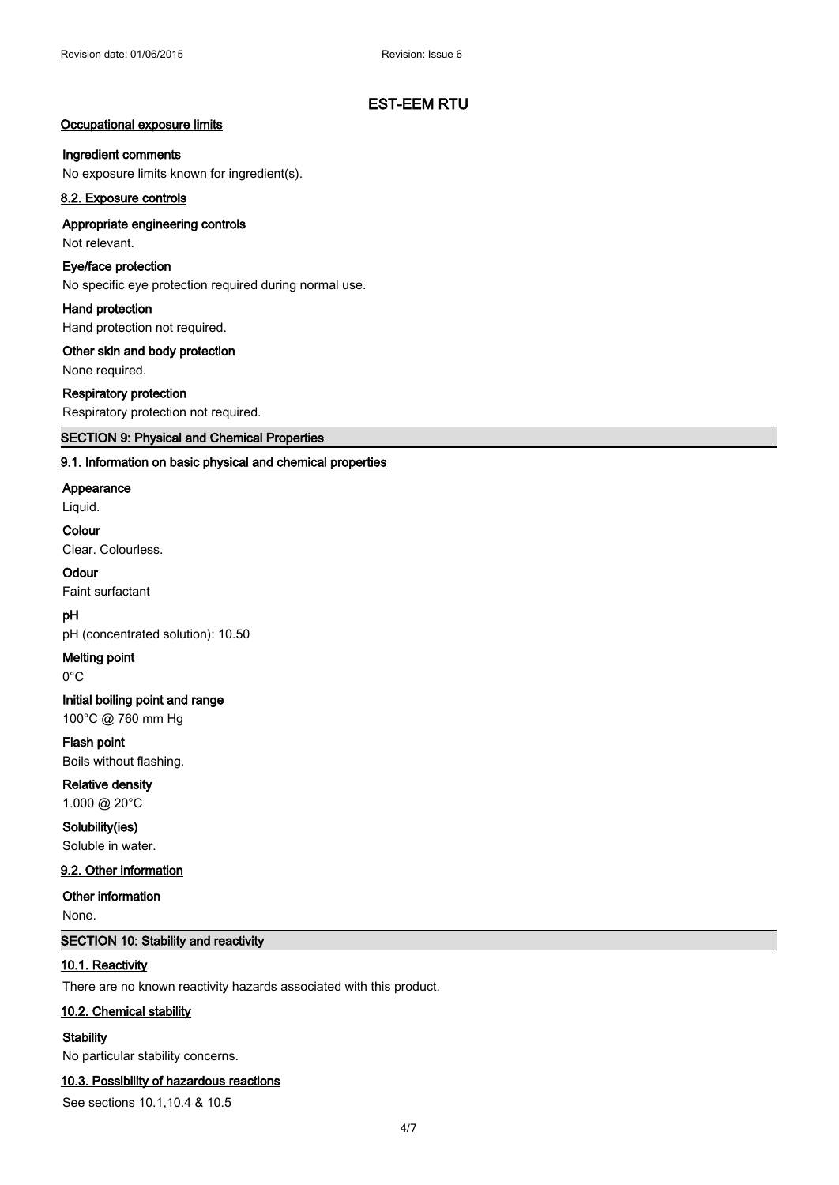### Occupational exposure limits

**Ingredient comments**

No exposure limits known for ingredient(s).

### 8.2. Exposure controls

**Appropriate engineering controls**

Not relevant.

**Eye/face protection**

No specific eye protection required during normal use.

**Hand protection**

Hand protection not required.

**Other skin and body protection**

None required.

**Respiratory protection**

Respiratory protection not required.

## SECTION 9: Physical and Chemical Properties

### 9.1. Information on basic physical and chemical properties

**Appearance**

Liquid.

**Colour**

Clear. Colourless.

**Odour**

Faint surfactant

**pH**

pH (concentrated solution): 10.50

**Melting point**

0°C

**Initial boiling point and range**

100°C @ 760 mm Hg

**Flash point**

Boils without flashing.

**Relative density**

1.000 @ 20°C

**Solubility(ies)**

Soluble in water.

### 9.2. Other information

**Other information**

None.

## SECTION 10: Stability and reactivity

### 10.1. Reactivity

There are no known reactivity hazards associated with this product.

### 10.2. Chemical stability

**Stability**

No particular stability concerns.

### 10.3. Possibility of hazardous reactions

See sections 10.1,10.4 & 10.5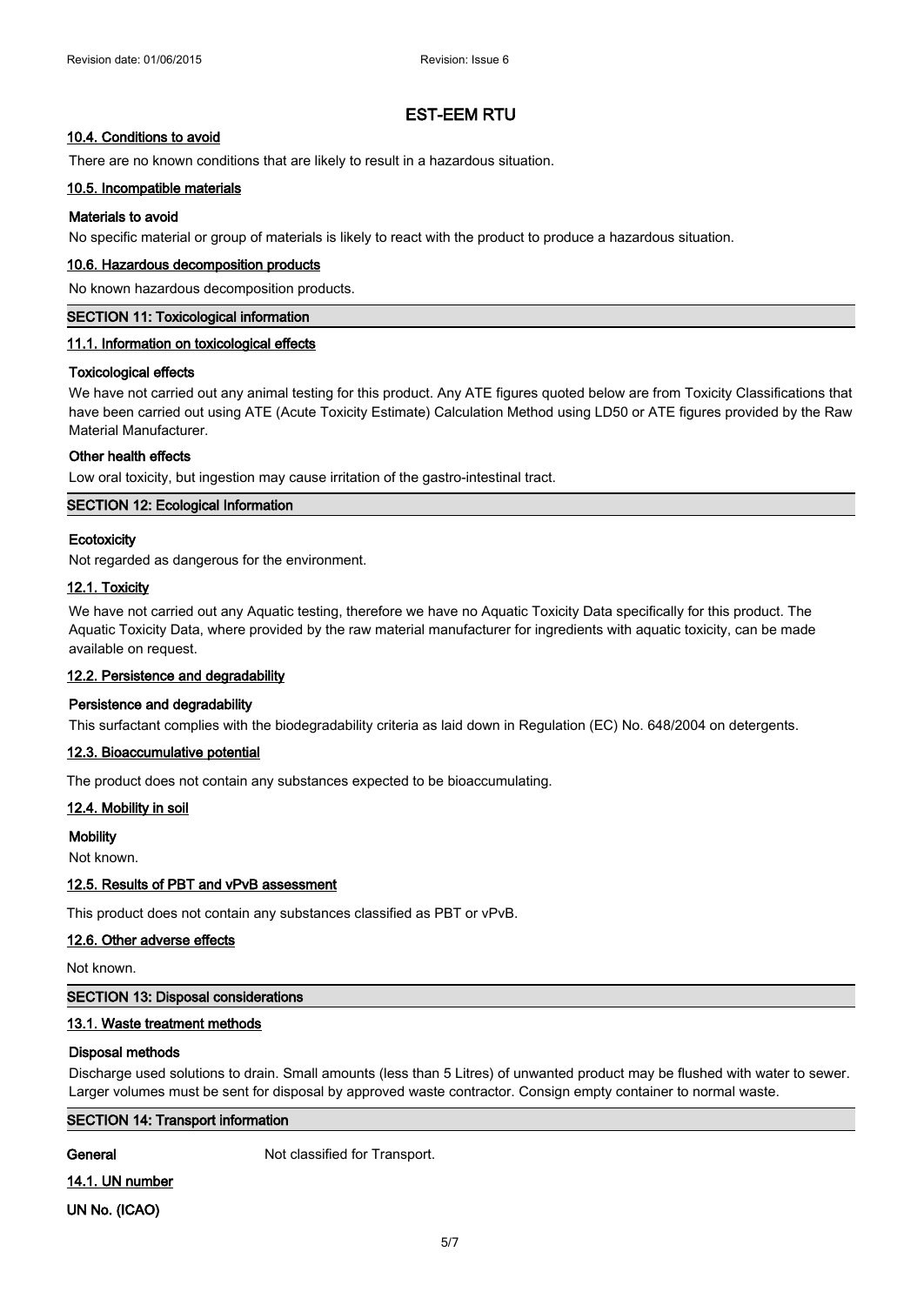### 10.4. Conditions to avoid

There are no known conditions that are likely to result in a hazardous situation.

### 10.5. Incompatible materials

**Materials to avoid**

No specific material or group of materials is likely to react with the product to produce a hazardous situation.

### 10.6. Hazardous decomposition products

No known hazardous decomposition products.

## SECTION 11: Toxicological information

### 11.1. Information on toxicological effects

**Toxicological effects**

We have not carried out any animal testing for this product. Any ATE figures quoted below are from Toxicity Classifications that have been carried out using ATE (Acute Toxicity Estimate) Calculation Method using LD50 or ATE figures provided by the Raw Material Manufacturer.

**Other health effects**

Low oral toxicity, but ingestion may cause irritation of the gastro-intestinal tract.

## SECTION 12: Ecological Information

**Ecotoxicity**

Not regarded as dangerous for the environment.

### 12.1. Toxicity

We have not carried out any Aquatic testing, therefore we have no Aquatic Toxicity Data specifically for this product. The Aquatic Toxicity Data, where provided by the raw material manufacturer for ingredients with aquatic toxicity, can be made available on request.

### 12.2. Persistence and degradability

**Persistence and degradability**

This surfactant complies with the biodegradability criteria as laid down in Regulation (EC) No. 648/2004 on detergents.

### 12.3. Bioaccumulative potential

The product does not contain any substances expected to be bioaccumulating.

### 12.4. Mobility in soil

**Mobility**

Not known.

### 12.5. Results of PBT and vPvB assessment

This product does not contain any substances classified as PBT or vPvB.

### 12.6. Other adverse effects

Not known.

## SECTION 13: Disposal considerations

### 13.1. Waste treatment methods

**Disposal methods**

Discharge used solutions to drain. Small amounts (less than 5 Litres) of unwanted product may be flushed with water to sewer. Larger volumes must be sent for disposal by approved waste contractor. Consign empty container to normal waste.

## SECTION 14: Transport information

**General** Not classified for Transport.

### 14.1. UN number

**UN No. (ICAO)**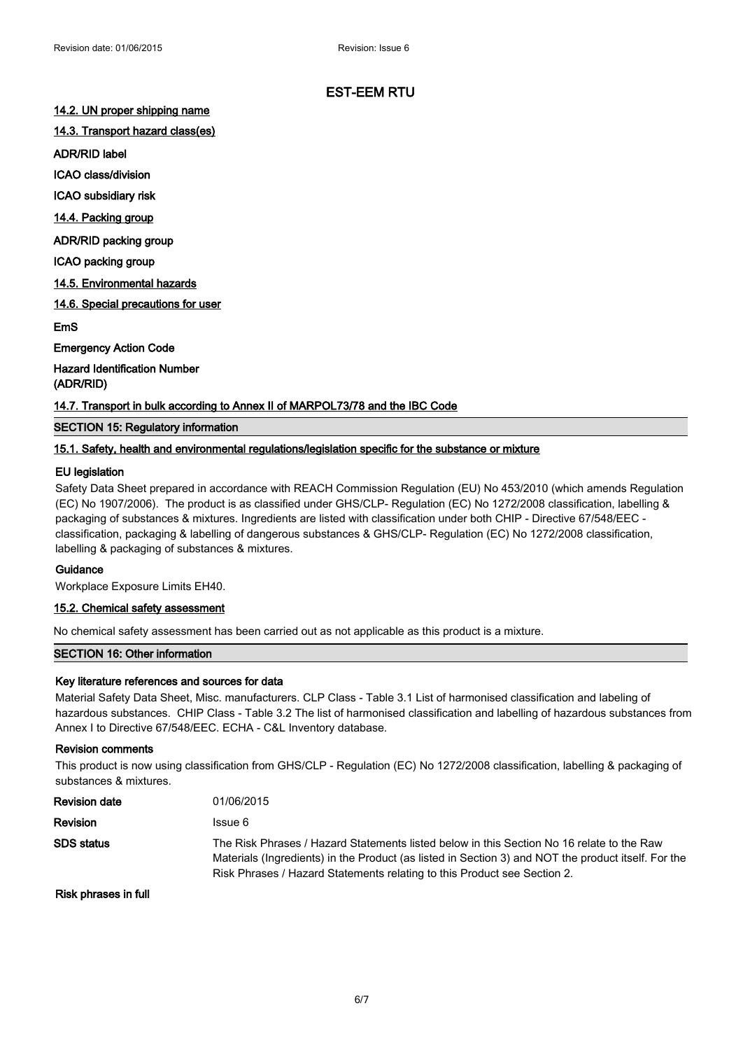# EST-EEM RTU

**14.2. UN proper shipping name**

**14.3. Transport hazard class(es)**

**ADR/RID label**

**ICAO class/division**

**ICAO subsidiary risk**

**14.4. Packing group**

**ADR/RID packing group**

**ICAO packing group**

**14.5. Environmental hazards**

**14.6. Special precautions for user**

**EmS**

**Emergency Action Code**

**Hazard Identification Number (ADR/RID)**

**14.7. Transport in bulk according to Annex II of MARPOL73/78 and the IBC Code**

## SECTION 15: Regulatory information

**15.1. Safety, health and environmental regulations/legislation specific for the substance or mixture**

**EU legislation**

Safety Data Sheet prepared in accordance with REACH Commission Regulation (EU) No 453/2010 (which amends Regulation (EC) No 1907/2006). The product is as classified under GHS/CLP- Regulation (EC) No 1272/2008 classification, labelling & packaging of substances & mixtures. Ingredients are listed with classification under both CHIP - Directive 67/548/EEC - classification, packaging & labelling of dangerous substances & GHS/CLP- Regulation (EC) No 1272/2008 classification, labelling & packaging of substances & mixtures.

**Guidance**

Workplace Exposure Limits EH40.

**15.2. Chemical safety assessment**

No chemical safety assessment has been carried out as not applicable as this product is a mixture.

## SECTION 16: Other information

**Key literature references and sources for data**

Material Safety Data Sheet, Misc. manufacturers. CLP Class - Table 3.1 List of harmonised classification and labeling of hazardous substances. CHIP Class - Table 3.2 The list of harmonised classification and labelling of hazardous substances from Annex I to Directive 67/548/EEC. ECHA - C&L Inventory database.

**Revision comments**

This product is now using classification from GHS/CLP - Regulation (EC) No 1272/2008 classification, labelling & packaging of substances & mixtures.

| | |
|---|---|
| **Revision date** | 01/06/2015 |
| **Revision** | Issue 6 |
| **SDS status** | The Risk Phrases / Hazard Statements listed below in this Section No 16 relate to the Raw Materials (Ingredients) in the Product (as listed in Section 3) and NOT the product itself. For the Risk Phrases / Hazard Statements relating to this Product see Section 2. |

**Risk phrases in full**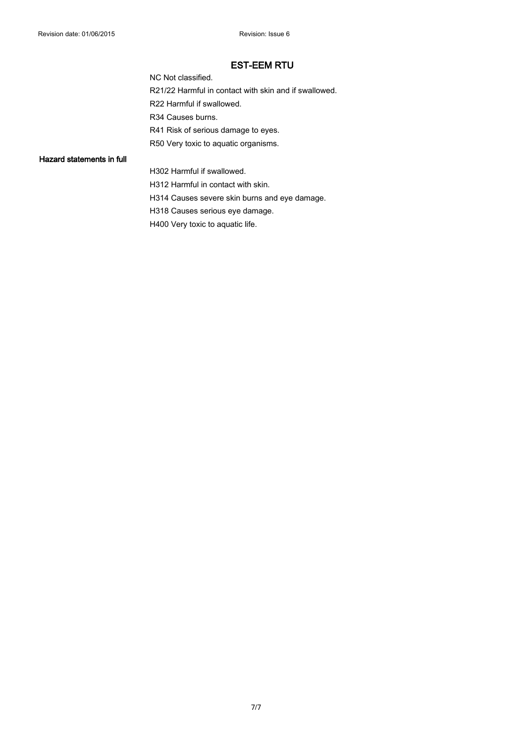NC Not classified.

R21/22 Harmful in contact with skin and if swallowed.

R22 Harmful if swallowed.

R34 Causes burns.

R41 Risk of serious damage to eyes.

R50 Very toxic to aquatic organisms.

**Hazard statements in full**

H302 Harmful if swallowed.

H312 Harmful in contact with skin.

H314 Causes severe skin burns and eye damage.

H318 Causes serious eye damage.

H400 Very toxic to aquatic life.